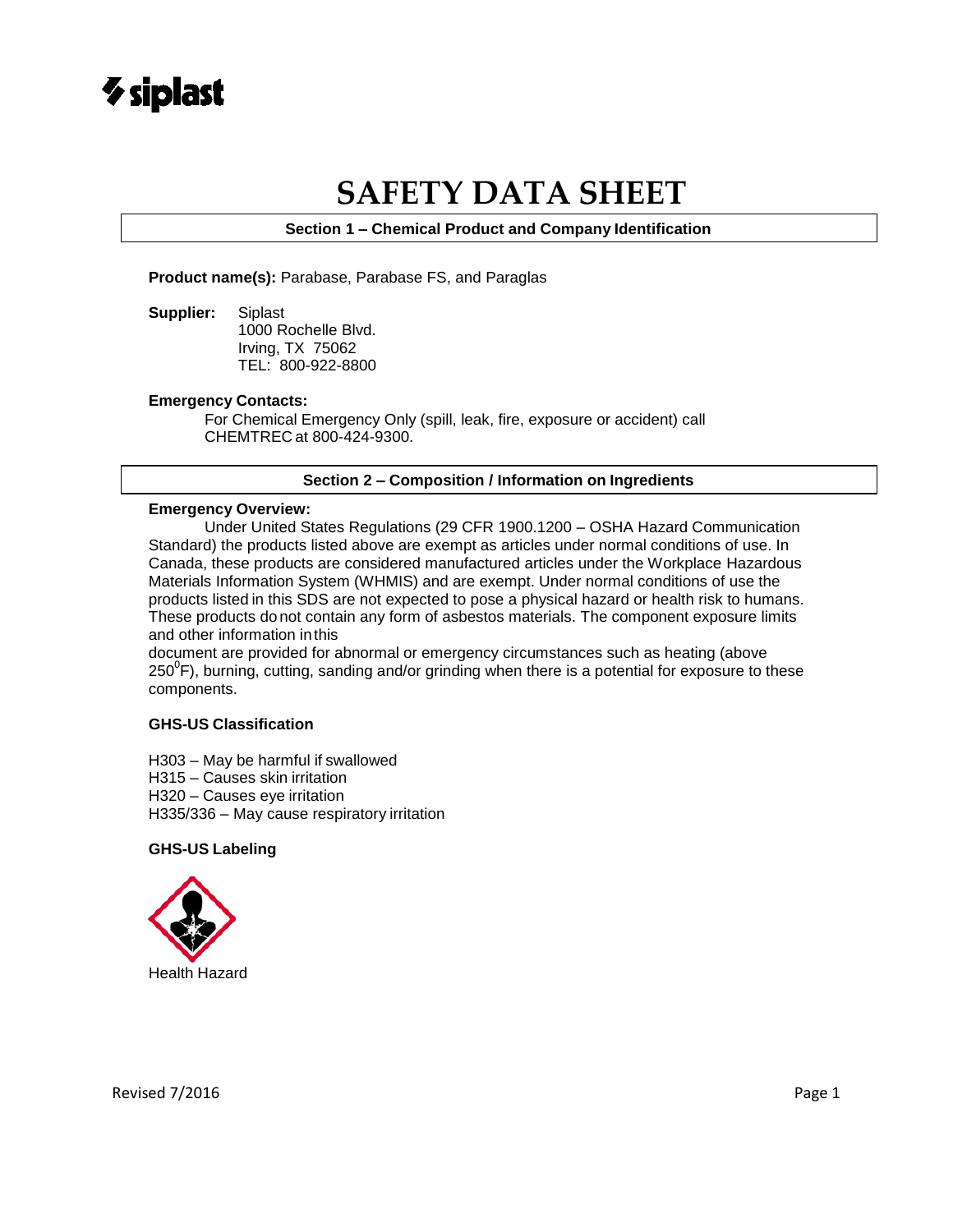siplast

# SAFETY DATA SHEET

## Section 1 – Chemical Product and Company Identification

**Product name(s):** Parabase, Parabase FS, and Paraglas

**Supplier:** Siplast
1000 Rochelle Blvd.
Irving, TX 75062
TEL: 800-922-8800

**Emergency Contacts:**
For Chemical Emergency Only (spill, leak, fire, exposure or accident) call CHEMTREC at 800-424-9300.

## Section 2 – Composition / Information on Ingredients

**Emergency Overview:**
Under United States Regulations (29 CFR 1900.1200 – OSHA Hazard Communication Standard) the products listed above are exempt as articles under normal conditions of use. In Canada, these products are considered manufactured articles under the Workplace Hazardous Materials Information System (WHMIS) and are exempt. Under normal conditions of use the products listed in this SDS are not expected to pose a physical hazard or health risk to humans. These products do not contain any form of asbestos materials. The component exposure limits and other information in this document are provided for abnormal or emergency circumstances such as heating (above $250^0$F), burning, cutting, sanding and/or grinding when there is a potential for exposure to these components.

**GHS-US Classification**

H303 – May be harmful if swallowed
H315 – Causes skin irritation
H320 – Causes eye irritation
H335/336 – May cause respiratory irritation

**GHS-US Labeling**

Health Hazard

Revised 7/2016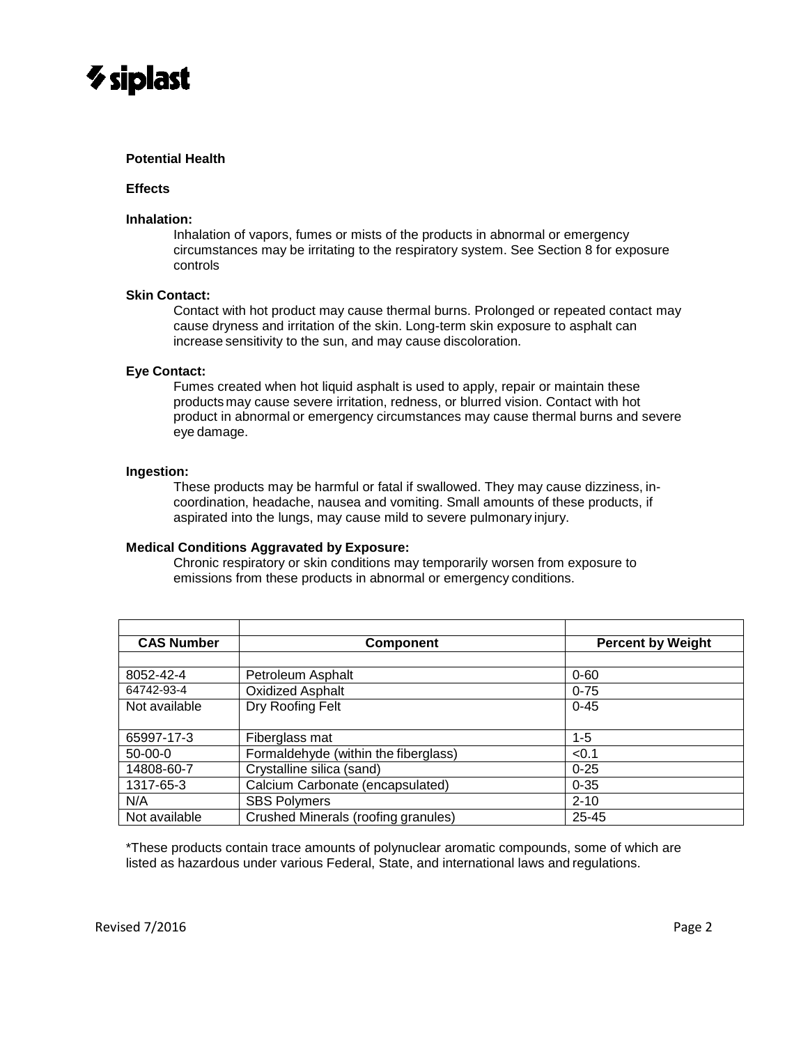**Potential Health**

**Effects**

**Inhalation:**

Inhalation of vapors, fumes or mists of the products in abnormal or emergency circumstances may be irritating to the respiratory system. See Section 8 for exposure controls

**Skin Contact:**

Contact with hot product may cause thermal burns. Prolonged or repeated contact may cause dryness and irritation of the skin. Long-term skin exposure to asphalt can increase sensitivity to the sun, and may cause discoloration.

**Eye Contact:**

Fumes created when hot liquid asphalt is used to apply, repair or maintain these products may cause severe irritation, redness, or blurred vision. Contact with hot product in abnormal or emergency circumstances may cause thermal burns and severe eye damage.

**Ingestion:**

These products may be harmful or fatal if swallowed. They may cause dizziness, in-coordination, headache, nausea and vomiting. Small amounts of these products, if aspirated into the lungs, may cause mild to severe pulmonary injury.

**Medical Conditions Aggravated by Exposure:**

Chronic respiratory or skin conditions may temporarily worsen from exposure to emissions from these products in abnormal or emergency conditions.

| CAS Number | Component | Percent by Weight |
|---|---|---|
| 8052-42-4 | Petroleum Asphalt | 0-60 |
| 64742-93-4 | Oxidized Asphalt | 0-75 |
| Not available | Dry Roofing Felt | 0-45 |
| 65997-17-3 | Fiberglass mat | 1-5 |
| 50-00-0 | Formaldehyde (within the fiberglass) | <0.1 |
| 14808-60-7 | Crystalline silica (sand) | 0-25 |
| 1317-65-3 | Calcium Carbonate (encapsulated) | 0-35 |
| N/A | SBS Polymers | 2-10 |
| Not available | Crushed Minerals (roofing granules) | 25-45 |

*These products contain trace amounts of polynuclear aromatic compounds, some of which are listed as hazardous under various Federal, State, and international laws and regulations.

Revised 7/2016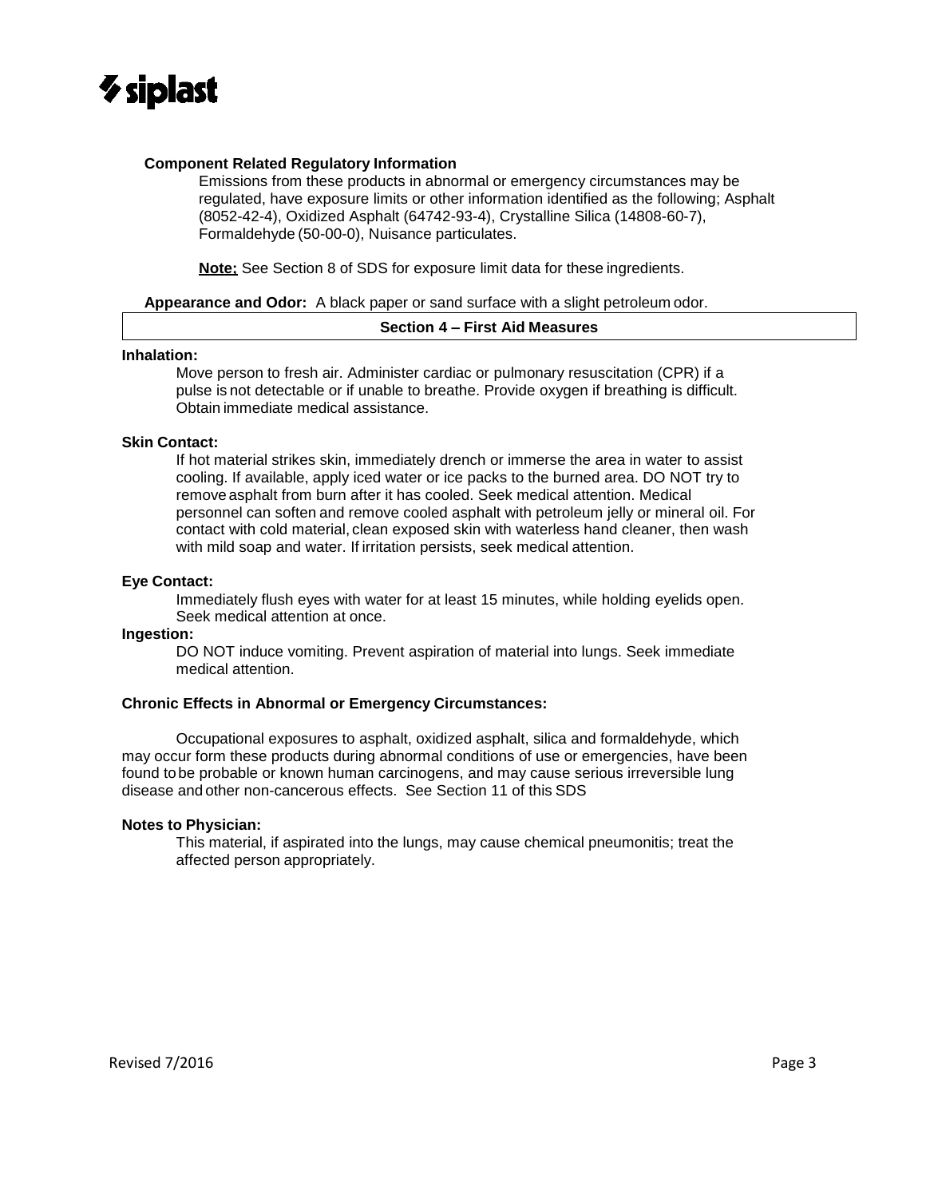**Component Related Regulatory Information**

Emissions from these products in abnormal or emergency circumstances may be regulated, have exposure limits or other information identified as the following; Asphalt (8052-42-4), Oxidized Asphalt (64742-93-4), Crystalline Silica (14808-60-7), Formaldehyde (50-00-0), Nuisance particulates.

**Note:** See Section 8 of SDS for exposure limit data for these ingredients.

**Appearance and Odor:** A black paper or sand surface with a slight petroleum odor.

## Section 4 – First Aid Measures

**Inhalation:**

Move person to fresh air. Administer cardiac or pulmonary resuscitation (CPR) if a pulse is not detectable or if unable to breathe. Provide oxygen if breathing is difficult. Obtain immediate medical assistance.

**Skin Contact:**

If hot material strikes skin, immediately drench or immerse the area in water to assist cooling. If available, apply iced water or ice packs to the burned area. DO NOT try to remove asphalt from burn after it has cooled. Seek medical attention. Medical personnel can soften and remove cooled asphalt with petroleum jelly or mineral oil. For contact with cold material, clean exposed skin with waterless hand cleaner, then wash with mild soap and water. If irritation persists, seek medical attention.

**Eye Contact:**

Immediately flush eyes with water for at least 15 minutes, while holding eyelids open. Seek medical attention at once.

**Ingestion:**

DO NOT induce vomiting. Prevent aspiration of material into lungs. Seek immediate medical attention.

**Chronic Effects in Abnormal or Emergency Circumstances:**

Occupational exposures to asphalt, oxidized asphalt, silica and formaldehyde, which may occur form these products during abnormal conditions of use or emergencies, have been found to be probable or known human carcinogens, and may cause serious irreversible lung disease and other non-cancerous effects. See Section 11 of this SDS

**Notes to Physician:**

This material, if aspirated into the lungs, may cause chemical pneumonitis; treat the affected person appropriately.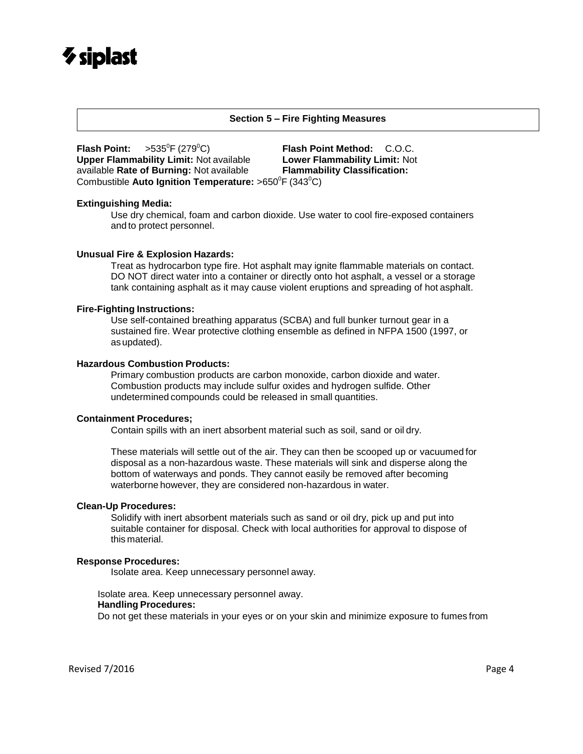## Section 5 – Fire Fighting Measures

**Flash Point:** >535°F (279°C) **Flash Point Method:** C.O.C.
**Upper Flammability Limit:** Not available **Lower Flammability Limit:** Not available **Rate of Burning:** Not available **Flammability Classification:** Combustible **Auto Ignition Temperature:** >650°F (343°C)

**Extinguishing Media:**

Use dry chemical, foam and carbon dioxide. Use water to cool fire-exposed containers and to protect personnel.

**Unusual Fire & Explosion Hazards:**

Treat as hydrocarbon type fire. Hot asphalt may ignite flammable materials on contact. DO NOT direct water into a container or directly onto hot asphalt, a vessel or a storage tank containing asphalt as it may cause violent eruptions and spreading of hot asphalt.

**Fire-Fighting Instructions:**

Use self-contained breathing apparatus (SCBA) and full bunker turnout gear in a sustained fire. Wear protective clothing ensemble as defined in NFPA 1500 (1997, or as updated).

**Hazardous Combustion Products:**

Primary combustion products are carbon monoxide, carbon dioxide and water. Combustion products may include sulfur oxides and hydrogen sulfide. Other undetermined compounds could be released in small quantities.

**Containment Procedures;**

Contain spills with an inert absorbent material such as soil, sand or oil dry.

These materials will settle out of the air. They can then be scooped up or vacuumed for disposal as a non-hazardous waste. These materials will sink and disperse along the bottom of waterways and ponds. They cannot easily be removed after becoming waterborne however, they are considered non-hazardous in water.

**Clean-Up Procedures:**

Solidify with inert absorbent materials such as sand or oil dry, pick up and put into suitable container for disposal. Check with local authorities for approval to dispose of this material.

**Response Procedures:**

Isolate area. Keep unnecessary personnel away.

Isolate area. Keep unnecessary personnel away.

**Handling Procedures:**

Do not get these materials in your eyes or on your skin and minimize exposure to fumes from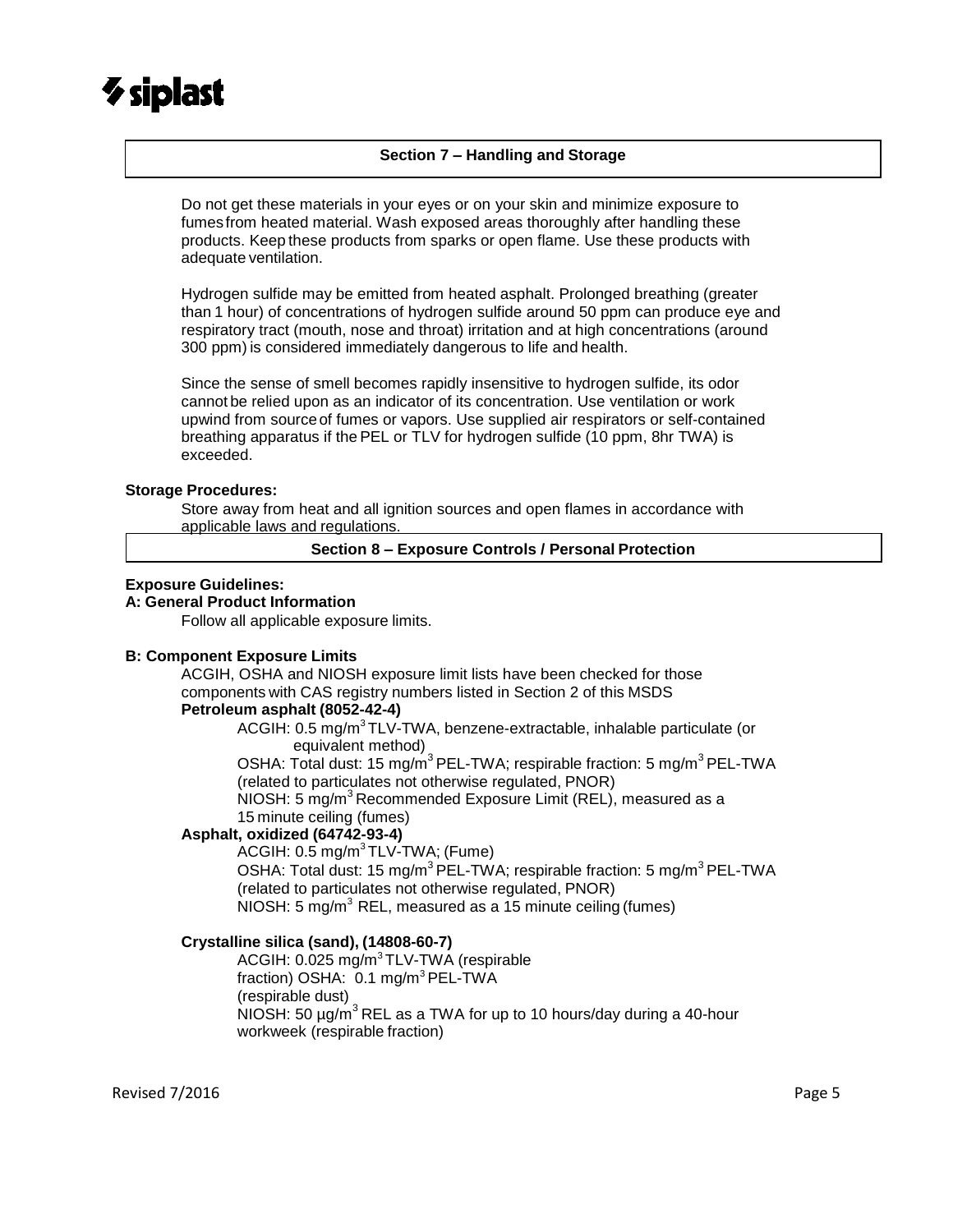## Section 7 – Handling and Storage

Do not get these materials in your eyes or on your skin and minimize exposure to fumes from heated material. Wash exposed areas thoroughly after handling these products. Keep these products from sparks or open flame. Use these products with adequate ventilation.

Hydrogen sulfide may be emitted from heated asphalt. Prolonged breathing (greater than 1 hour) of concentrations of hydrogen sulfide around 50 ppm can produce eye and respiratory tract (mouth, nose and throat) irritation and at high concentrations (around 300 ppm) is considered immediately dangerous to life and health.

Since the sense of smell becomes rapidly insensitive to hydrogen sulfide, its odor cannot be relied upon as an indicator of its concentration. Use ventilation or work upwind from source of fumes or vapors. Use supplied air respirators or self-contained breathing apparatus if the PEL or TLV for hydrogen sulfide (10 ppm, 8hr TWA) is exceeded.

**Storage Procedures:**

Store away from heat and all ignition sources and open flames in accordance with applicable laws and regulations.

## Section 8 – Exposure Controls / Personal Protection

**Exposure Guidelines:**

**A: General Product Information**

Follow all applicable exposure limits.

**B: Component Exposure Limits**

ACGIH, OSHA and NIOSH exposure limit lists have been checked for those components with CAS registry numbers listed in Section 2 of this MSDS

**Petroleum asphalt (8052-42-4)**

ACGIH: 0.5 mg/$m^3$ TLV-TWA, benzene-extractable, inhalable particulate (or equivalent method)
OSHA: Total dust: 15 mg/$m^3$ PEL-TWA; respirable fraction: 5 mg/$m^3$ PEL-TWA (related to particulates not otherwise regulated, PNOR)
NIOSH: 5 mg/$m^3$ Recommended Exposure Limit (REL), measured as a 15 minute ceiling (fumes)

**Asphalt, oxidized (64742-93-4)**

ACGIH: 0.5 mg/$m^3$ TLV-TWA; (Fume)
OSHA: Total dust: 15 mg/$m^3$ PEL-TWA; respirable fraction: 5 mg/$m^3$ PEL-TWA (related to particulates not otherwise regulated, PNOR)
NIOSH: 5 mg/$m^3$ REL, measured as a 15 minute ceiling (fumes)

**Crystalline silica (sand), (14808-60-7)**

ACGIH: 0.025 mg/$m^3$ TLV-TWA (respirable fraction) OSHA: 0.1 mg/$m^3$ PEL-TWA (respirable dust)
NIOSH: 50 µg/$m^3$ REL as a TWA for up to 10 hours/day during a 40-hour workweek (respirable fraction)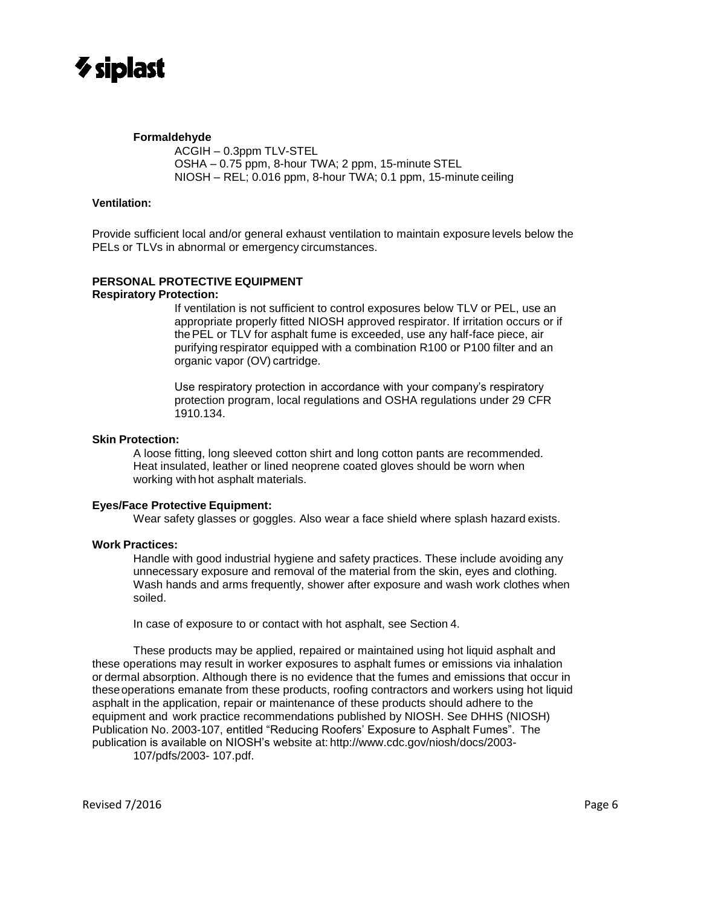**Formaldehyde**

ACGIH – 0.3ppm TLV-STEL
OSHA – 0.75 ppm, 8-hour TWA; 2 ppm, 15-minute STEL
NIOSH – REL; 0.016 ppm, 8-hour TWA; 0.1 ppm, 15-minute ceiling

**Ventilation:**

Provide sufficient local and/or general exhaust ventilation to maintain exposure levels below the PELs or TLVs in abnormal or emergency circumstances.

**PERSONAL PROTECTIVE EQUIPMENT**

**Respiratory Protection:**

If ventilation is not sufficient to control exposures below TLV or PEL, use an appropriate properly fitted NIOSH approved respirator. If irritation occurs or if the PEL or TLV for asphalt fume is exceeded, use any half-face piece, air purifying respirator equipped with a combination R100 or P100 filter and an organic vapor (OV) cartridge.

Use respiratory protection in accordance with your company's respiratory protection program, local regulations and OSHA regulations under 29 CFR 1910.134.

**Skin Protection:**

A loose fitting, long sleeved cotton shirt and long cotton pants are recommended. Heat insulated, leather or lined neoprene coated gloves should be worn when working with hot asphalt materials.

**Eyes/Face Protective Equipment:**

Wear safety glasses or goggles. Also wear a face shield where splash hazard exists.

**Work Practices:**

Handle with good industrial hygiene and safety practices. These include avoiding any unnecessary exposure and removal of the material from the skin, eyes and clothing. Wash hands and arms frequently, shower after exposure and wash work clothes when soiled.

In case of exposure to or contact with hot asphalt, see Section 4.

These products may be applied, repaired or maintained using hot liquid asphalt and these operations may result in worker exposures to asphalt fumes or emissions via inhalation or dermal absorption. Although there is no evidence that the fumes and emissions that occur in these operations emanate from these products, roofing contractors and workers using hot liquid asphalt in the application, repair or maintenance of these products should adhere to the equipment and work practice recommendations published by NIOSH. See DHHS (NIOSH) Publication No. 2003-107, entitled "Reducing Roofers' Exposure to Asphalt Fumes". The publication is available on NIOSH's website at: http://www.cdc.gov/niosh/docs/2003-107/pdfs/2003- 107.pdf.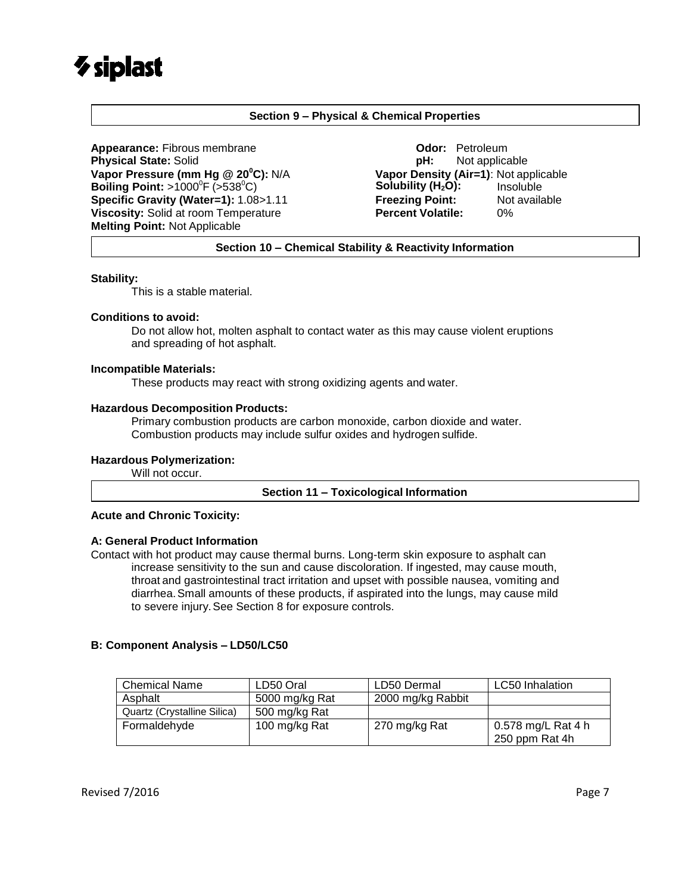## Section 9 – Physical & Chemical Properties

**Appearance:** Fibrous membrane
**Physical State:** Solid
**Vapor Pressure (mm Hg @ 20$^0$C):** N/A
**Boiling Point:** >1000$^0$F (>538$^0$C)
**Specific Gravity (Water=1):** 1.08>1.11
**Viscosity:** Solid at room Temperature
**Melting Point:** Not Applicable

**Odor:** Petroleum
**pH:** Not applicable
**Vapor Density (Air=1)**: Not applicable
**Solubility ($H_2O$):** Insoluble
**Freezing Point:** Not available
**Percent Volatile:** 0%

## Section 10 – Chemical Stability & Reactivity Information

**Stability:**

This is a stable material.

**Conditions to avoid:**

Do not allow hot, molten asphalt to contact water as this may cause violent eruptions and spreading of hot asphalt.

**Incompatible Materials:**

These products may react with strong oxidizing agents and water.

**Hazardous Decomposition Products:**

Primary combustion products are carbon monoxide, carbon dioxide and water. Combustion products may include sulfur oxides and hydrogen sulfide.

**Hazardous Polymerization:**

Will not occur.

## Section 11 – Toxicological Information

**Acute and Chronic Toxicity:**

**A: General Product Information**

Contact with hot product may cause thermal burns. Long-term skin exposure to asphalt can increase sensitivity to the sun and cause discoloration. If ingested, may cause mouth, throat and gastrointestinal tract irritation and upset with possible nausea, vomiting and diarrhea. Small amounts of these products, if aspirated into the lungs, may cause mild to severe injury. See Section 8 for exposure controls.

**B: Component Analysis – LD50/LC50**

| Chemical Name | LD50 Oral | LD50 Dermal | LC50 Inhalation |
|---|---|---|---|
| Asphalt | 5000 mg/kg Rat | 2000 mg/kg Rabbit | |
| Quartz (Crystalline Silica) | 500 mg/kg Rat | | |
| Formaldehyde | 100 mg/kg Rat | 270 mg/kg Rat | 0.578 mg/L Rat 4 h<br>250 ppm Rat 4h |

Revised 7/2016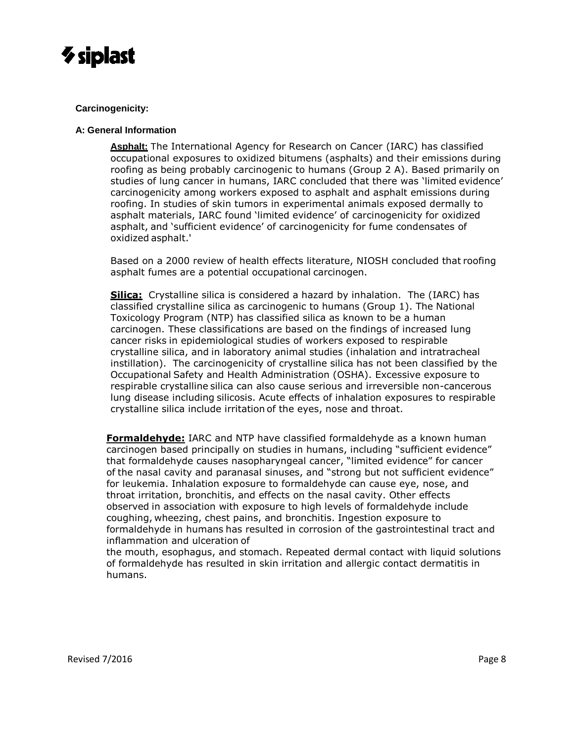**Carcinogenicity:**

**A: General Information**

**Asphalt:** The International Agency for Research on Cancer (IARC) has classified occupational exposures to oxidized bitumens (asphalts) and their emissions during roofing as being probably carcinogenic to humans (Group 2 A). Based primarily on studies of lung cancer in humans, IARC concluded that there was 'limited evidence' carcinogenicity among workers exposed to asphalt and asphalt emissions during roofing. In studies of skin tumors in experimental animals exposed dermally to asphalt materials, IARC found 'limited evidence' of carcinogenicity for oxidized asphalt, and 'sufficient evidence' of carcinogenicity for fume condensates of oxidized asphalt.'

Based on a 2000 review of health effects literature, NIOSH concluded that roofing asphalt fumes are a potential occupational carcinogen.

**Silica:** Crystalline silica is considered a hazard by inhalation. The (IARC) has classified crystalline silica as carcinogenic to humans (Group 1). The National Toxicology Program (NTP) has classified silica as known to be a human carcinogen. These classifications are based on the findings of increased lung cancer risks in epidemiological studies of workers exposed to respirable crystalline silica, and in laboratory animal studies (inhalation and intratracheal instillation). The carcinogenicity of crystalline silica has not been classified by the Occupational Safety and Health Administration (OSHA). Excessive exposure to respirable crystalline silica can also cause serious and irreversible non-cancerous lung disease including silicosis. Acute effects of inhalation exposures to respirable crystalline silica include irritation of the eyes, nose and throat.

**Formaldehyde:** IARC and NTP have classified formaldehyde as a known human carcinogen based principally on studies in humans, including "sufficient evidence" that formaldehyde causes nasopharyngeal cancer, "limited evidence" for cancer of the nasal cavity and paranasal sinuses, and "strong but not sufficient evidence" for leukemia. Inhalation exposure to formaldehyde can cause eye, nose, and throat irritation, bronchitis, and effects on the nasal cavity. Other effects observed in association with exposure to high levels of formaldehyde include coughing, wheezing, chest pains, and bronchitis. Ingestion exposure to formaldehyde in humans has resulted in corrosion of the gastrointestinal tract and inflammation and ulceration of the mouth, esophagus, and stomach. Repeated dermal contact with liquid solutions of formaldehyde has resulted in skin irritation and allergic contact dermatitis in humans.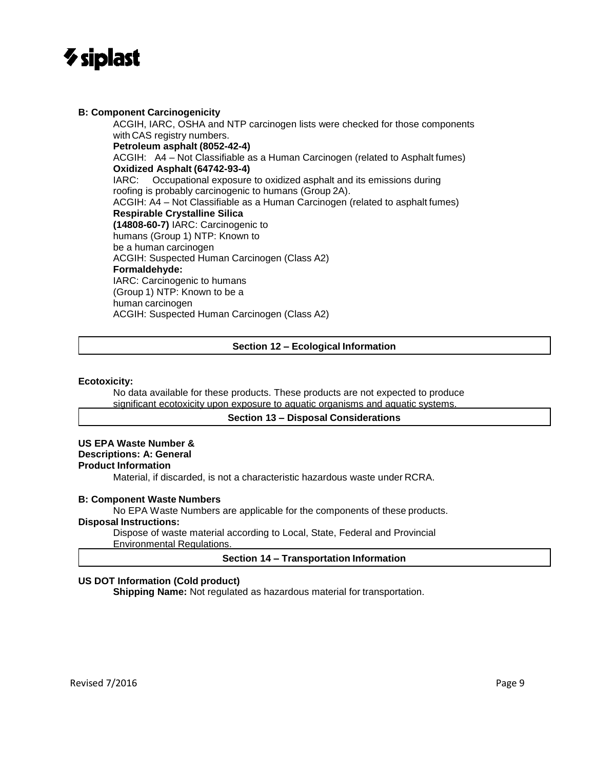**B: Component Carcinogenicity**

ACGIH, IARC, OSHA and NTP carcinogen lists were checked for those components with CAS registry numbers.

**Petroleum asphalt (8052-42-4)**

ACGIH: A4 – Not Classifiable as a Human Carcinogen (related to Asphalt fumes)

**Oxidized Asphalt (64742-93-4)**

IARC: Occupational exposure to oxidized asphalt and its emissions during roofing is probably carcinogenic to humans (Group 2A).

ACGIH: A4 – Not Classifiable as a Human Carcinogen (related to asphalt fumes)

**Respirable Crystalline Silica**

**(14808-60-7)** IARC: Carcinogenic to humans (Group 1) NTP: Known to be a human carcinogen

ACGIH: Suspected Human Carcinogen (Class A2)

**Formaldehyde:**

IARC: Carcinogenic to humans (Group 1) NTP: Known to be a human carcinogen

ACGIH: Suspected Human Carcinogen (Class A2)

## Section 12 – Ecological Information

**Ecotoxicity:**

No data available for these products. These products are not expected to produce significant ecotoxicity upon exposure to aquatic organisms and aquatic systems.

## Section 13 – Disposal Considerations

**US EPA Waste Number & Descriptions: A: General Product Information**

Material, if discarded, is not a characteristic hazardous waste under RCRA.

**B: Component Waste Numbers**

No EPA Waste Numbers are applicable for the components of these products.

**Disposal Instructions:**

Dispose of waste material according to Local, State, Federal and Provincial Environmental Regulations.

## Section 14 – Transportation Information

**US DOT Information (Cold product)**

**Shipping Name:** Not regulated as hazardous material for transportation.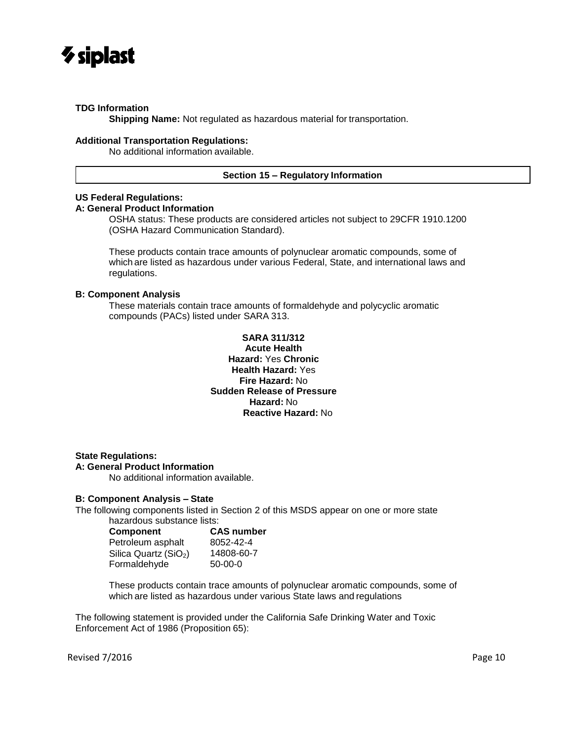**TDG Information**

**Shipping Name:** Not regulated as hazardous material for transportation.

**Additional Transportation Regulations:**

No additional information available.

## Section 15 – Regulatory Information

**US Federal Regulations:**

**A: General Product Information**

OSHA status: These products are considered articles not subject to 29CFR 1910.1200 (OSHA Hazard Communication Standard).

These products contain trace amounts of polynuclear aromatic compounds, some of which are listed as hazardous under various Federal, State, and international laws and regulations.

**B: Component Analysis**

These materials contain trace amounts of formaldehyde and polycyclic aromatic compounds (PACs) listed under SARA 313.

**SARA 311/312**
**Acute Health Hazard:** Yes
**Chronic Health Hazard:** Yes
**Fire Hazard:** No
**Sudden Release of Pressure Hazard:** No
**Reactive Hazard:** No

**State Regulations:**

**A: General Product Information**

No additional information available.

**B: Component Analysis – State**

The following components listed in Section 2 of this MSDS appear on one or more state hazardous substance lists:

| Component | CAS number |
|---|---|
| Petroleum asphalt | 8052-42-4 |
| Silica Quartz ($SiO_2$) | 14808-60-7 |
| Formaldehyde | 50-00-0 |

These products contain trace amounts of polynuclear aromatic compounds, some of which are listed as hazardous under various State laws and regulations

The following statement is provided under the California Safe Drinking Water and Toxic Enforcement Act of 1986 (Proposition 65):

Revised 7/2016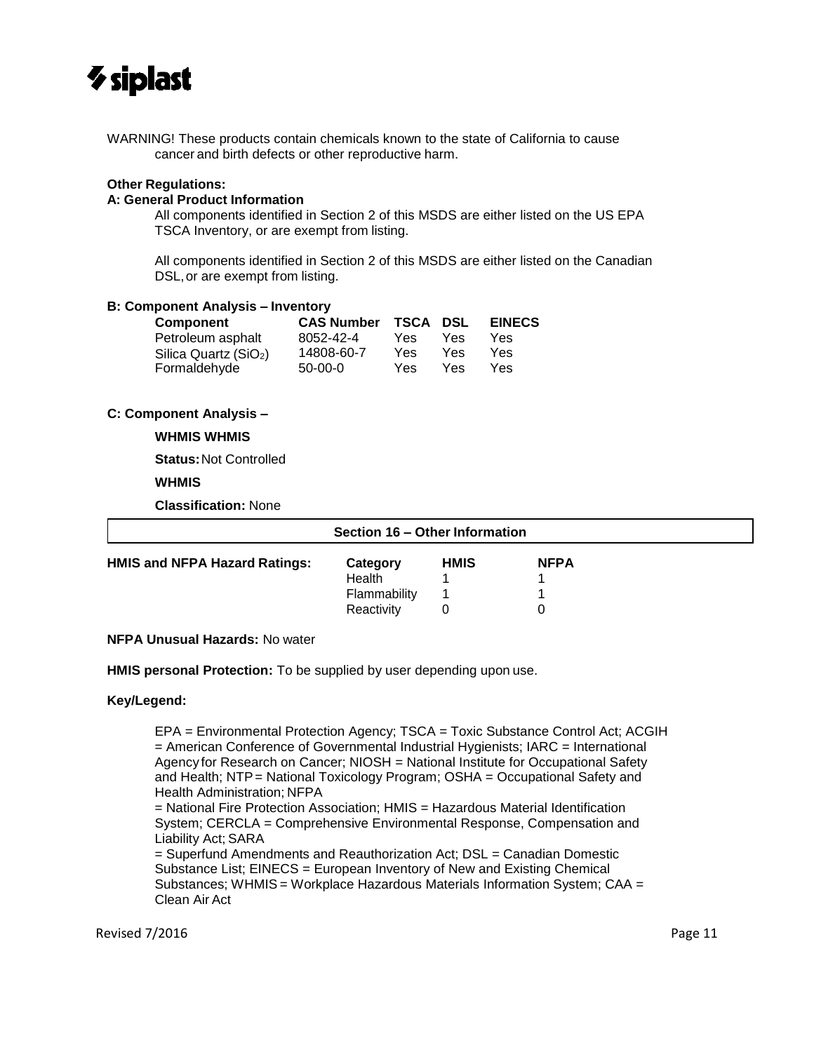WARNING! These products contain chemicals known to the state of California to cause cancer and birth defects or other reproductive harm.

**Other Regulations:**

**A: General Product Information**

All components identified in Section 2 of this MSDS are either listed on the US EPA TSCA Inventory, or are exempt from listing.

All components identified in Section 2 of this MSDS are either listed on the Canadian DSL, or are exempt from listing.

**B: Component Analysis – Inventory**

| Component | CAS Number | TSCA | DSL | EINECS |
|---|---|---|---|---|
| Petroleum asphalt | 8052-42-4 | Yes | Yes | Yes |
| Silica Quartz ($SiO_2$) | 14808-60-7 | Yes | Yes | Yes |
| Formaldehyde | 50-00-0 | Yes | Yes | Yes |

**C: Component Analysis –**

**WHMIS WHMIS**

**Status:** Not Controlled

**WHMIS**

**Classification:** None

## Section 16 – Other Information

**HMIS and NFPA Hazard Ratings:**

| Category | HMIS | NFPA |
|---|---|---|
| Health | 1 | 1 |
| Flammability | 1 | 1 |
| Reactivity | 0 | 0 |

**NFPA Unusual Hazards:** No water

**HMIS personal Protection:** To be supplied by user depending upon use.

**Key/Legend:**

EPA = Environmental Protection Agency; TSCA = Toxic Substance Control Act; ACGIH = American Conference of Governmental Industrial Hygienists; IARC = International Agency for Research on Cancer; NIOSH = National Institute for Occupational Safety and Health; NTP = National Toxicology Program; OSHA = Occupational Safety and Health Administration; NFPA = National Fire Protection Association; HMIS = Hazardous Material Identification System; CERCLA = Comprehensive Environmental Response, Compensation and Liability Act; SARA = Superfund Amendments and Reauthorization Act; DSL = Canadian Domestic Substance List; EINECS = European Inventory of New and Existing Chemical Substances; WHMIS = Workplace Hazardous Materials Information System; CAA = Clean Air Act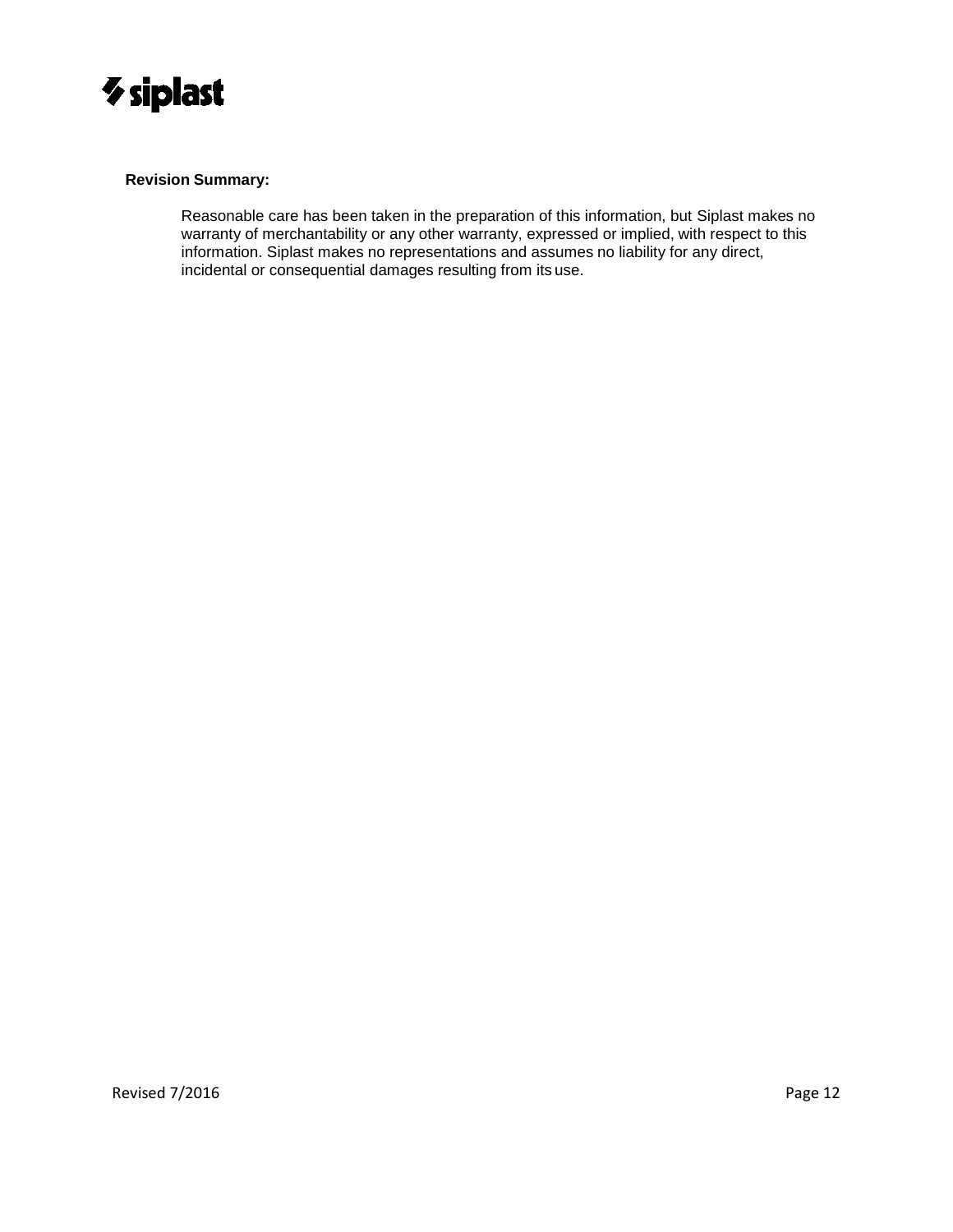**Revision Summary:**

Reasonable care has been taken in the preparation of this information, but Siplast makes no warranty of merchantability or any other warranty, expressed or implied, with respect to this information. Siplast makes no representations and assumes no liability for any direct, incidental or consequential damages resulting from its use.